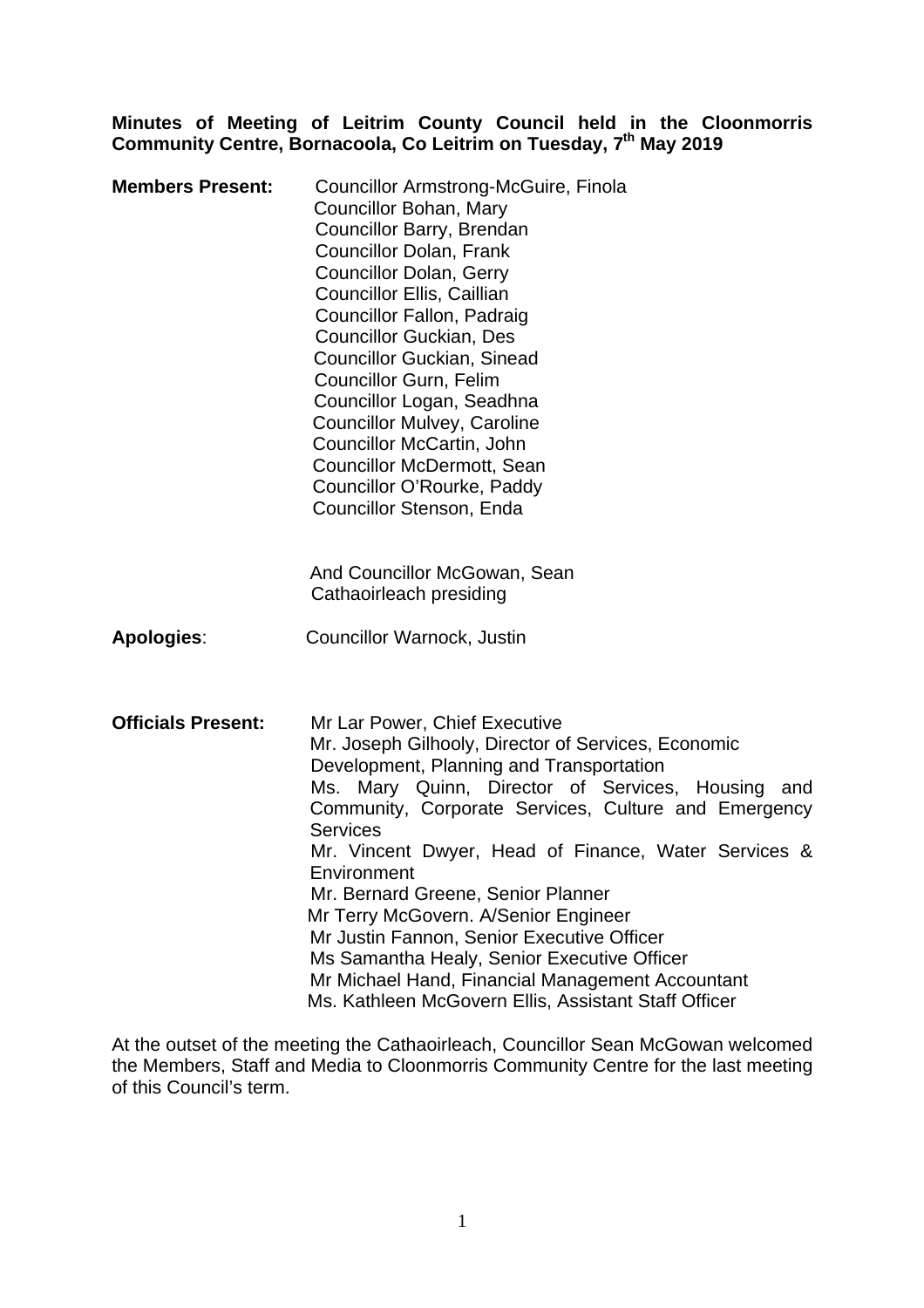**Minutes of Meeting of Leitrim County Council held in the Cloonmorris Community Centre, Bornacoola, Co Leitrim on Tuesday, 7th May 2019**

**Members Present:**
Councillor Armstrong-McGuire, Finola
Councillor Bohan, Mary
Councillor Barry, Brendan
Councillor Dolan, Frank
Councillor Dolan, Gerry
Councillor Ellis, Caillian
Councillor Fallon, Padraig
Councillor Guckian, Des
Councillor Guckian, Sinead
Councillor Gurn, Felim
Councillor Logan, Seadhna
Councillor Mulvey, Caroline
Councillor McCartin, John
Councillor McDermott, Sean
Councillor O'Rourke, Paddy
Councillor Stenson, Enda

And Councillor McGowan, Sean
Cathaoirleach presiding

**Apologies**: Councillor Warnock, Justin

**Officials Present:**
Mr Lar Power, Chief Executive
Mr. Joseph Gilhooly, Director of Services, Economic Development, Planning and Transportation
Ms. Mary Quinn, Director of Services, Housing and Community, Corporate Services, Culture and Emergency Services
Mr. Vincent Dwyer, Head of Finance, Water Services & Environment
Mr. Bernard Greene, Senior Planner
Mr Terry McGovern. A/Senior Engineer
Mr Justin Fannon, Senior Executive Officer
Ms Samantha Healy, Senior Executive Officer
Mr Michael Hand, Financial Management Accountant
Ms. Kathleen McGovern Ellis, Assistant Staff Officer

At the outset of the meeting the Cathaoirleach, Councillor Sean McGowan welcomed the Members, Staff and Media to Cloonmorris Community Centre for the last meeting of this Council's term.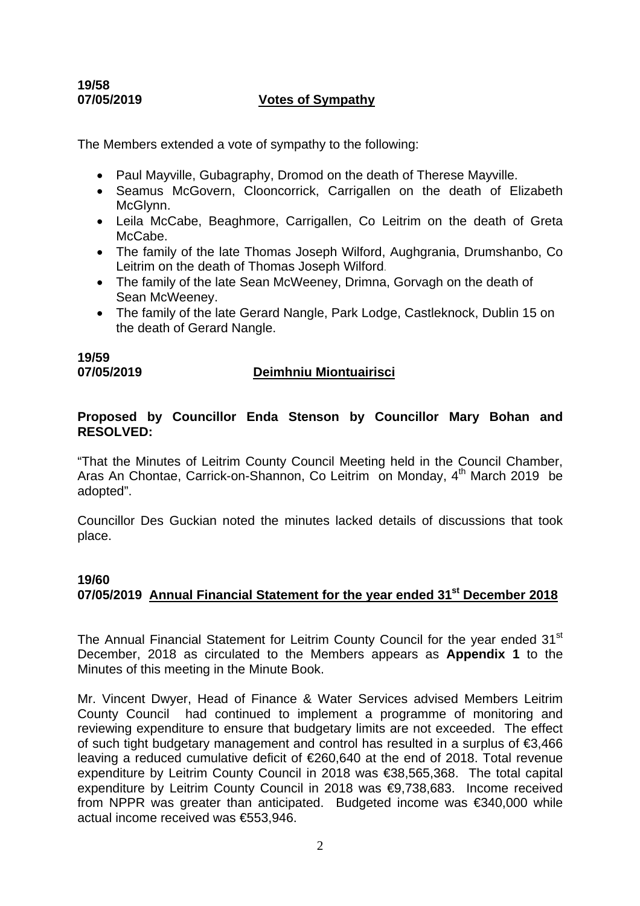**19/58**
**07/05/2019** **Votes of Sympathy**

The Members extended a vote of sympathy to the following:

- Paul Mayville, Gubagraphy, Dromod on the death of Therese Mayville.
- Seamus McGovern, Clooncorrick, Carrigallen on the death of Elizabeth McGlynn.
- Leila McCabe, Beaghmore, Carrigallen, Co Leitrim on the death of Greta McCabe.
- The family of the late Thomas Joseph Wilford, Aughgrania, Drumshanbo, Co Leitrim on the death of Thomas Joseph Wilford.
- The family of the late Sean McWeeney, Drimna, Gorvagh on the death of Sean McWeeney.
- The family of the late Gerard Nangle, Park Lodge, Castleknock, Dublin 15 on the death of Gerard Nangle.

**19/59**
**07/05/2019** **Deimhniu Miontuairisci**

**Proposed by Councillor Enda Stenson by Councillor Mary Bohan and RESOLVED:**

"That the Minutes of Leitrim County Council Meeting held in the Council Chamber, Aras An Chontae, Carrick-on-Shannon, Co Leitrim on Monday, 4th March 2019 be adopted".

Councillor Des Guckian noted the minutes lacked details of discussions that took place.

**19/60**
**07/05/2019** **Annual Financial Statement for the year ended 31st December 2018**

The Annual Financial Statement for Leitrim County Council for the year ended 31st December, 2018 as circulated to the Members appears as **Appendix 1** to the Minutes of this meeting in the Minute Book.

Mr. Vincent Dwyer, Head of Finance & Water Services advised Members Leitrim County Council had continued to implement a programme of monitoring and reviewing expenditure to ensure that budgetary limits are not exceeded. The effect of such tight budgetary management and control has resulted in a surplus of €3,466 leaving a reduced cumulative deficit of €260,640 at the end of 2018. Total revenue expenditure by Leitrim County Council in 2018 was €38,565,368. The total capital expenditure by Leitrim County Council in 2018 was €9,738,683. Income received from NPPR was greater than anticipated. Budgeted income was €340,000 while actual income received was €553,946.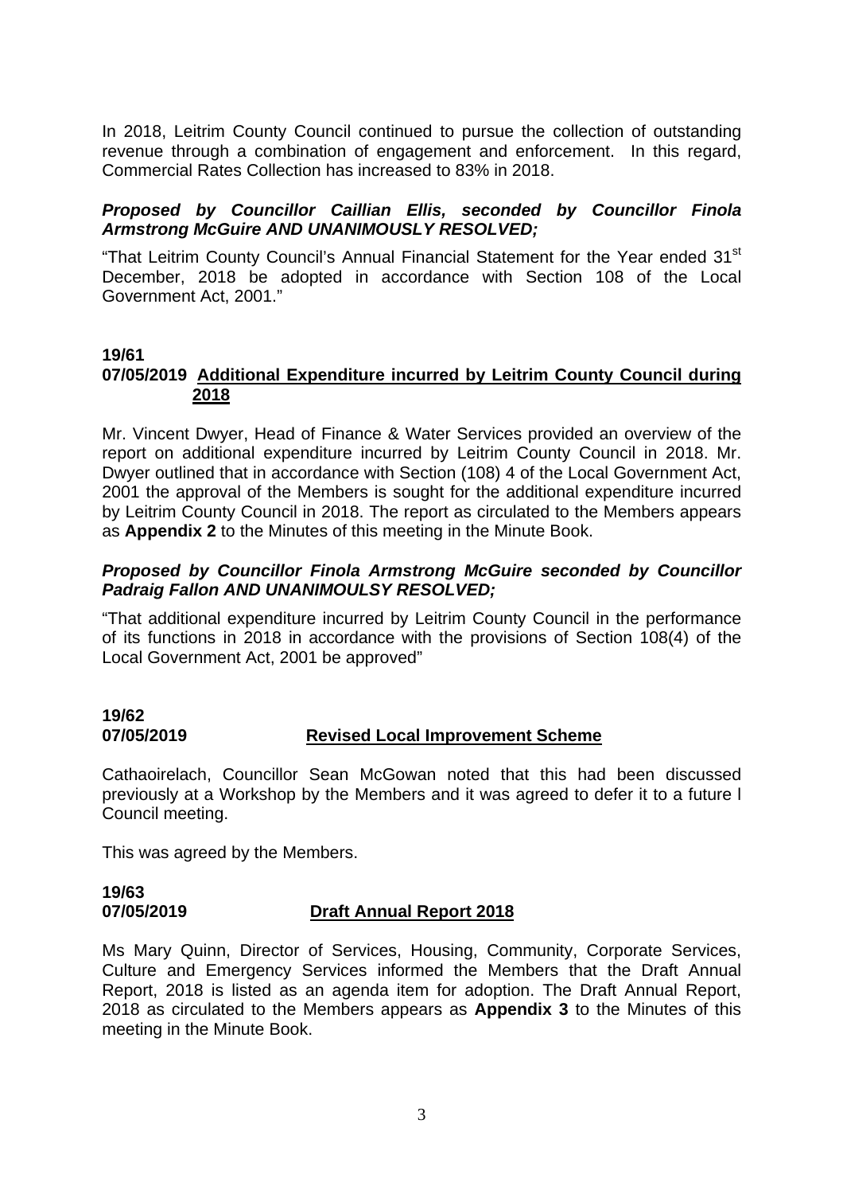In 2018, Leitrim County Council continued to pursue the collection of outstanding revenue through a combination of engagement and enforcement. In this regard, Commercial Rates Collection has increased to 83% in 2018.

***Proposed by Councillor Caillian Ellis, seconded by Councillor Finola Armstrong McGuire AND UNANIMOUSLY RESOLVED;***

"That Leitrim County Council's Annual Financial Statement for the Year ended 31st December, 2018 be adopted in accordance with Section 108 of the Local Government Act, 2001."

**19/61**
**07/05/2019** **Additional Expenditure incurred by Leitrim County Council during 2018**

Mr. Vincent Dwyer, Head of Finance & Water Services provided an overview of the report on additional expenditure incurred by Leitrim County Council in 2018. Mr. Dwyer outlined that in accordance with Section (108) 4 of the Local Government Act, 2001 the approval of the Members is sought for the additional expenditure incurred by Leitrim County Council in 2018. The report as circulated to the Members appears as **Appendix 2** to the Minutes of this meeting in the Minute Book.

***Proposed by Councillor Finola Armstrong McGuire seconded by Councillor Padraig Fallon AND UNANIMOULSY RESOLVED;***

"That additional expenditure incurred by Leitrim County Council in the performance of its functions in 2018 in accordance with the provisions of Section 108(4) of the Local Government Act, 2001 be approved"

**19/62**
**07/05/2019** **Revised Local Improvement Scheme**

Cathaoirelach, Councillor Sean McGowan noted that this had been discussed previously at a Workshop by the Members and it was agreed to defer it to a future l Council meeting.

This was agreed by the Members.

**19/63**
**07/05/2019** **Draft Annual Report 2018**

Ms Mary Quinn, Director of Services, Housing, Community, Corporate Services, Culture and Emergency Services informed the Members that the Draft Annual Report, 2018 is listed as an agenda item for adoption. The Draft Annual Report, 2018 as circulated to the Members appears as **Appendix 3** to the Minutes of this meeting in the Minute Book.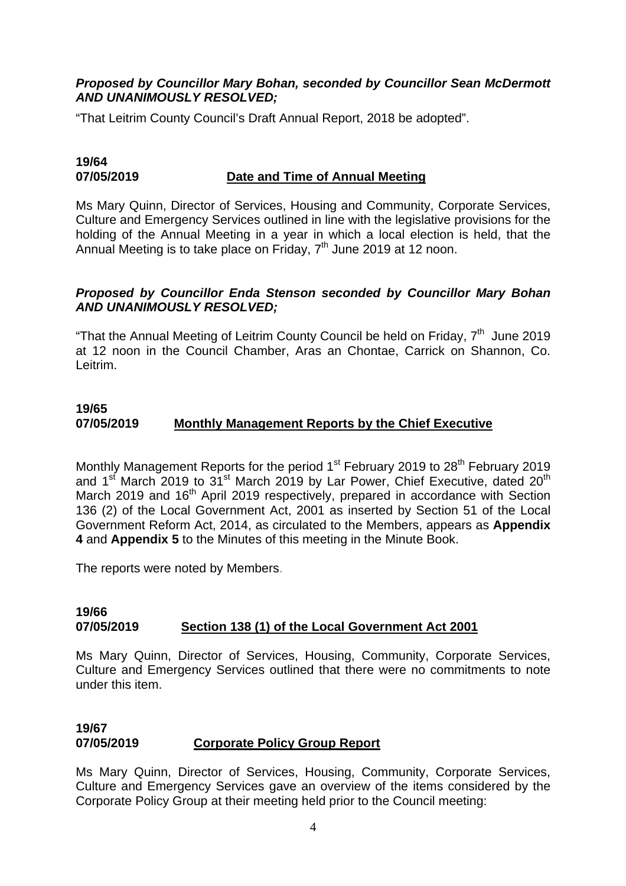***Proposed by Councillor Mary Bohan, seconded by Councillor Sean McDermott AND UNANIMOUSLY RESOLVED;***

"That Leitrim County Council's Draft Annual Report, 2018 be adopted".

**19/64**
**07/05/2019** **Date and Time of Annual Meeting**

Ms Mary Quinn, Director of Services, Housing and Community, Corporate Services, Culture and Emergency Services outlined in line with the legislative provisions for the holding of the Annual Meeting in a year in which a local election is held, that the Annual Meeting is to take place on Friday, 7th June 2019 at 12 noon.

***Proposed by Councillor Enda Stenson seconded by Councillor Mary Bohan AND UNANIMOUSLY RESOLVED;***

"That the Annual Meeting of Leitrim County Council be held on Friday, 7th June 2019 at 12 noon in the Council Chamber, Aras an Chontae, Carrick on Shannon, Co. Leitrim.

**19/65**
**07/05/2019** **Monthly Management Reports by the Chief Executive**

Monthly Management Reports for the period 1st February 2019 to 28th February 2019 and 1st March 2019 to 31st March 2019 by Lar Power, Chief Executive, dated 20th March 2019 and 16th April 2019 respectively, prepared in accordance with Section 136 (2) of the Local Government Act, 2001 as inserted by Section 51 of the Local Government Reform Act, 2014, as circulated to the Members, appears as **Appendix 4** and **Appendix 5** to the Minutes of this meeting in the Minute Book.

The reports were noted by Members.

**19/66**
**07/05/2019** **Section 138 (1) of the Local Government Act 2001**

Ms Mary Quinn, Director of Services, Housing, Community, Corporate Services, Culture and Emergency Services outlined that there were no commitments to note under this item.

**19/67**
**07/05/2019** **Corporate Policy Group Report**

Ms Mary Quinn, Director of Services, Housing, Community, Corporate Services, Culture and Emergency Services gave an overview of the items considered by the Corporate Policy Group at their meeting held prior to the Council meeting: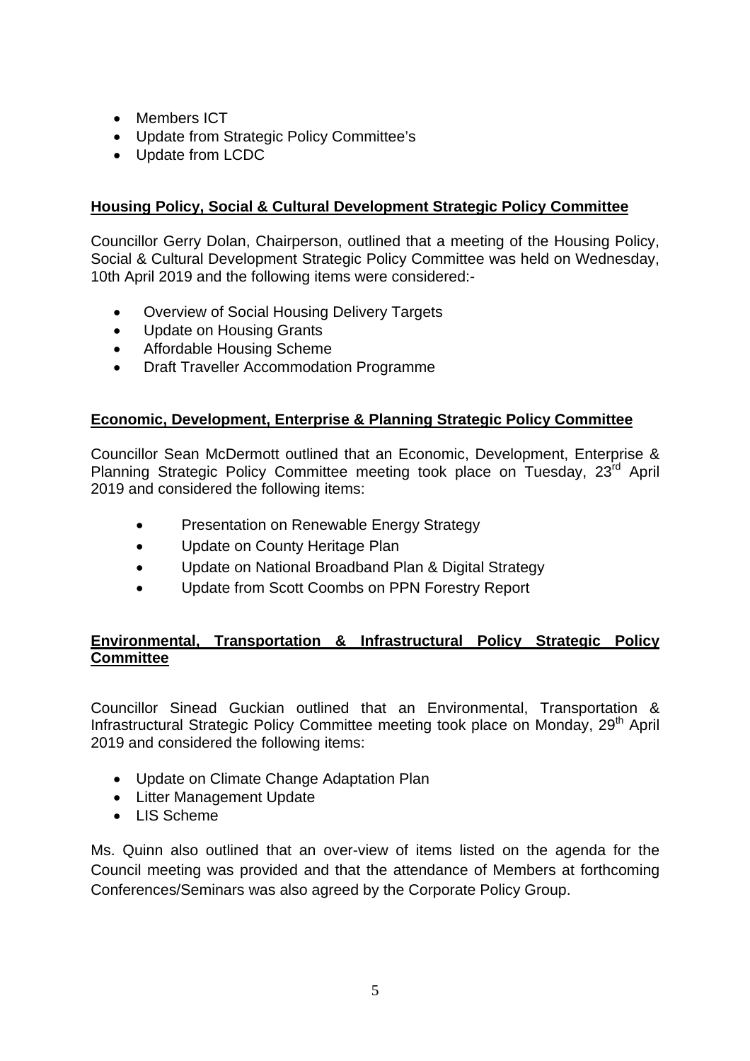- Members ICT
- Update from Strategic Policy Committee's
- Update from LCDC

**Housing Policy, Social & Cultural Development Strategic Policy Committee**

Councillor Gerry Dolan, Chairperson, outlined that a meeting of the Housing Policy, Social & Cultural Development Strategic Policy Committee was held on Wednesday, 10th April 2019 and the following items were considered:-

- Overview of Social Housing Delivery Targets
- Update on Housing Grants
- Affordable Housing Scheme
- Draft Traveller Accommodation Programme

**Economic, Development, Enterprise & Planning Strategic Policy Committee**

Councillor Sean McDermott outlined that an Economic, Development, Enterprise & Planning Strategic Policy Committee meeting took place on Tuesday, 23rd April 2019 and considered the following items:

- Presentation on Renewable Energy Strategy
- Update on County Heritage Plan
- Update on National Broadband Plan & Digital Strategy
- Update from Scott Coombs on PPN Forestry Report

**Environmental, Transportation & Infrastructural Policy Strategic Policy Committee**

Councillor Sinead Guckian outlined that an Environmental, Transportation & Infrastructural Strategic Policy Committee meeting took place on Monday, 29th April 2019 and considered the following items:

- Update on Climate Change Adaptation Plan
- Litter Management Update
- LIS Scheme

Ms. Quinn also outlined that an over-view of items listed on the agenda for the Council meeting was provided and that the attendance of Members at forthcoming Conferences/Seminars was also agreed by the Corporate Policy Group.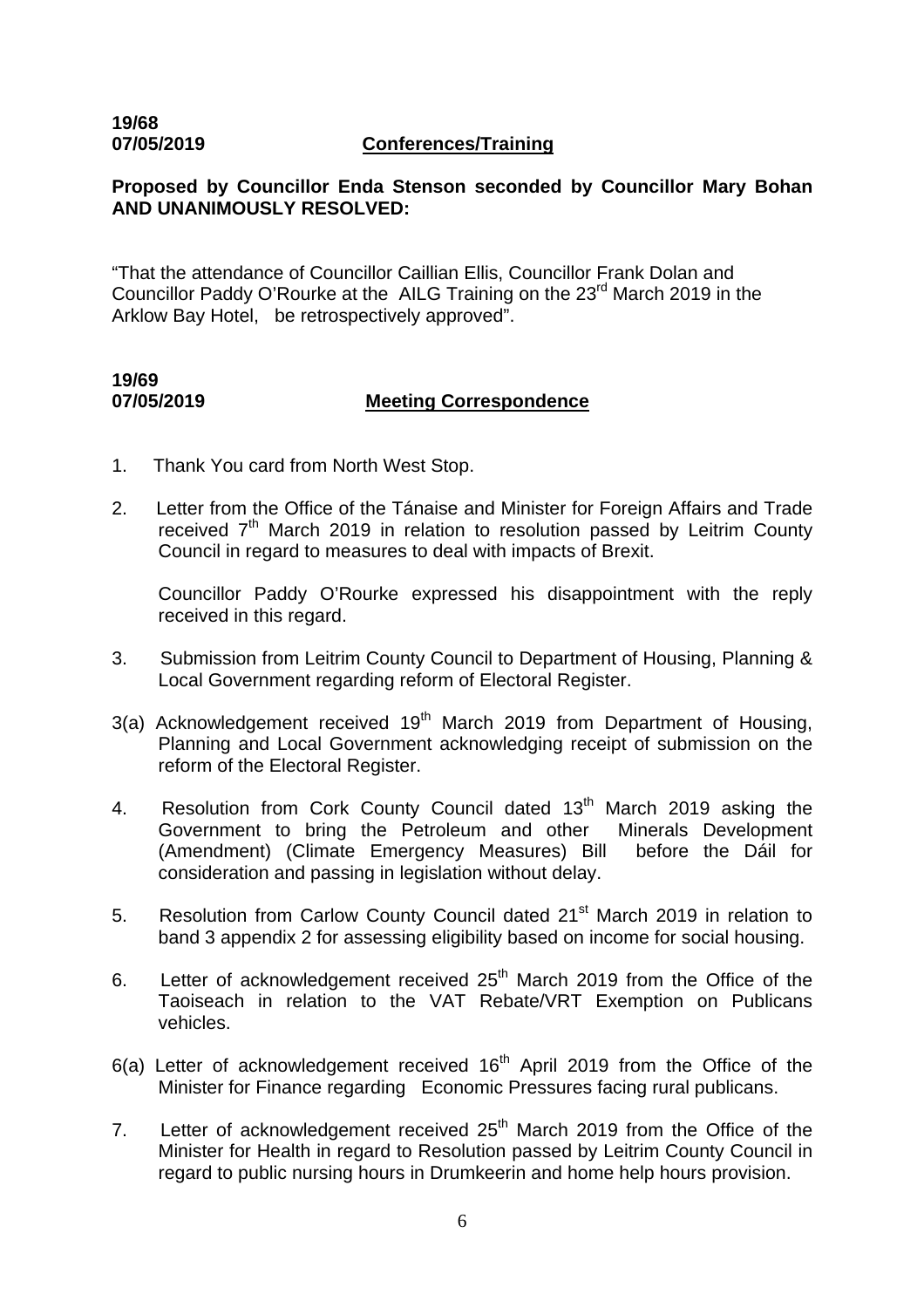**19/68**
**07/05/2019** **Conferences/Training**

**Proposed by Councillor Enda Stenson seconded by Councillor Mary Bohan AND UNANIMOUSLY RESOLVED:**

"That the attendance of Councillor Caillian Ellis, Councillor Frank Dolan and Councillor Paddy O'Rourke at the AILG Training on the 23rd March 2019 in the Arklow Bay Hotel, be retrospectively approved".

**19/69**
**07/05/2019** **Meeting Correspondence**

1. Thank You card from North West Stop.

2. Letter from the Office of the Tánaise and Minister for Foreign Affairs and Trade received 7th March 2019 in relation to resolution passed by Leitrim County Council in regard to measures to deal with impacts of Brexit.

   Councillor Paddy O'Rourke expressed his disappointment with the reply received in this regard.

3. Submission from Leitrim County Council to Department of Housing, Planning & Local Government regarding reform of Electoral Register.

3(a) Acknowledgement received 19th March 2019 from Department of Housing, Planning and Local Government acknowledging receipt of submission on the reform of the Electoral Register.

4. Resolution from Cork County Council dated 13th March 2019 asking the Government to bring the Petroleum and other Minerals Development (Amendment) (Climate Emergency Measures) Bill before the Dáil for consideration and passing in legislation without delay.

5. Resolution from Carlow County Council dated 21st March 2019 in relation to band 3 appendix 2 for assessing eligibility based on income for social housing.

6. Letter of acknowledgement received 25th March 2019 from the Office of the Taoiseach in relation to the VAT Rebate/VRT Exemption on Publicans vehicles.

6(a) Letter of acknowledgement received 16th April 2019 from the Office of the Minister for Finance regarding Economic Pressures facing rural publicans.

7. Letter of acknowledgement received 25th March 2019 from the Office of the Minister for Health in regard to Resolution passed by Leitrim County Council in regard to public nursing hours in Drumkeerin and home help hours provision.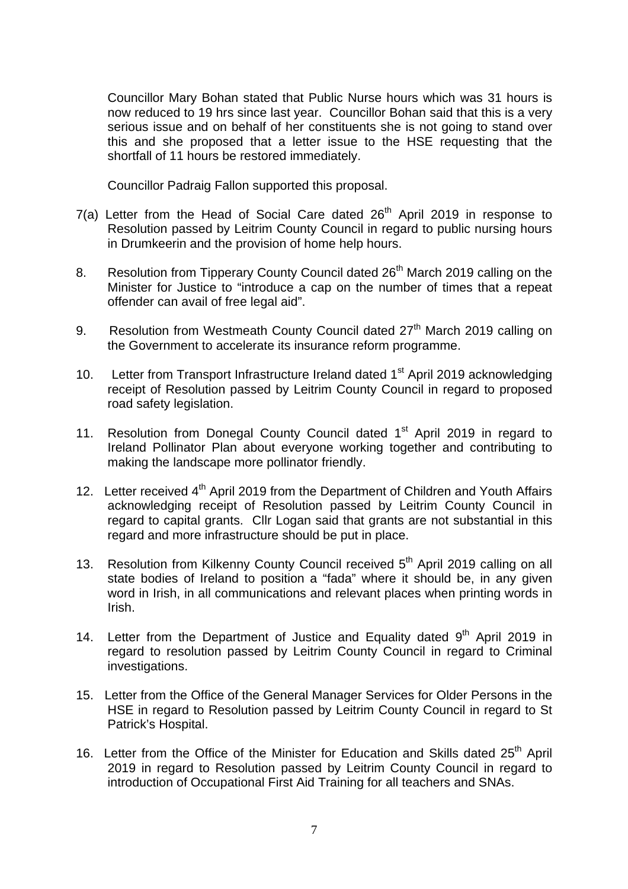Councillor Mary Bohan stated that Public Nurse hours which was 31 hours is now reduced to 19 hrs since last year. Councillor Bohan said that this is a very serious issue and on behalf of her constituents she is not going to stand over this and she proposed that a letter issue to the HSE requesting that the shortfall of 11 hours be restored immediately.

Councillor Padraig Fallon supported this proposal.

7(a) Letter from the Head of Social Care dated 26th April 2019 in response to Resolution passed by Leitrim County Council in regard to public nursing hours in Drumkeerin and the provision of home help hours.

8. Resolution from Tipperary County Council dated 26th March 2019 calling on the Minister for Justice to "introduce a cap on the number of times that a repeat offender can avail of free legal aid".

9. Resolution from Westmeath County Council dated 27th March 2019 calling on the Government to accelerate its insurance reform programme.

10. Letter from Transport Infrastructure Ireland dated 1st April 2019 acknowledging receipt of Resolution passed by Leitrim County Council in regard to proposed road safety legislation.

11. Resolution from Donegal County Council dated 1st April 2019 in regard to Ireland Pollinator Plan about everyone working together and contributing to making the landscape more pollinator friendly.

12. Letter received 4th April 2019 from the Department of Children and Youth Affairs acknowledging receipt of Resolution passed by Leitrim County Council in regard to capital grants. Cllr Logan said that grants are not substantial in this regard and more infrastructure should be put in place.

13. Resolution from Kilkenny County Council received 5th April 2019 calling on all state bodies of Ireland to position a "fada" where it should be, in any given word in Irish, in all communications and relevant places when printing words in Irish.

14. Letter from the Department of Justice and Equality dated 9th April 2019 in regard to resolution passed by Leitrim County Council in regard to Criminal investigations.

15. Letter from the Office of the General Manager Services for Older Persons in the HSE in regard to Resolution passed by Leitrim County Council in regard to St Patrick's Hospital.

16. Letter from the Office of the Minister for Education and Skills dated 25th April 2019 in regard to Resolution passed by Leitrim County Council in regard to introduction of Occupational First Aid Training for all teachers and SNAs.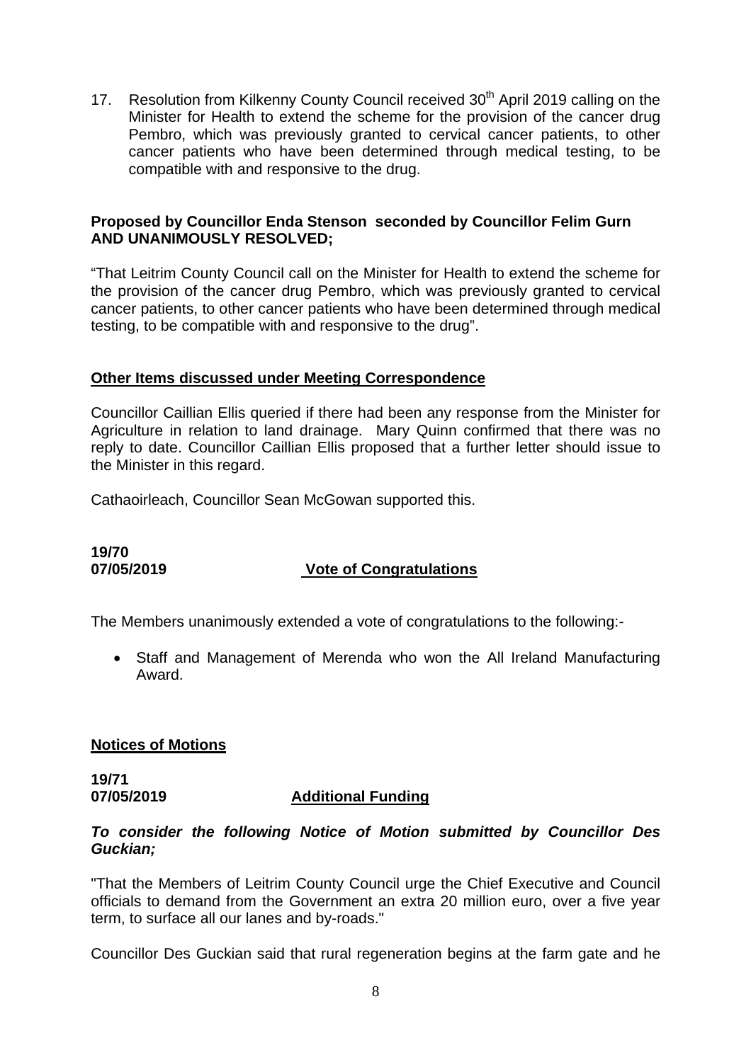17. Resolution from Kilkenny County Council received 30th April 2019 calling on the Minister for Health to extend the scheme for the provision of the cancer drug Pembro, which was previously granted to cervical cancer patients, to other cancer patients who have been determined through medical testing, to be compatible with and responsive to the drug.

**Proposed by Councillor Enda Stenson seconded by Councillor Felim Gurn AND UNANIMOUSLY RESOLVED;**

"That Leitrim County Council call on the Minister for Health to extend the scheme for the provision of the cancer drug Pembro, which was previously granted to cervical cancer patients, to other cancer patients who have been determined through medical testing, to be compatible with and responsive to the drug".

**Other Items discussed under Meeting Correspondence**

Councillor Caillian Ellis queried if there had been any response from the Minister for Agriculture in relation to land drainage. Mary Quinn confirmed that there was no reply to date. Councillor Caillian Ellis proposed that a further letter should issue to the Minister in this regard.

Cathaoirleach, Councillor Sean McGowan supported this.

**19/70**
**07/05/2019** **Vote of Congratulations**

The Members unanimously extended a vote of congratulations to the following:-

- Staff and Management of Merenda who won the All Ireland Manufacturing Award.

**Notices of Motions**

**19/71**
**07/05/2019** **Additional Funding**

***To consider the following Notice of Motion submitted by Councillor Des Guckian;***

"That the Members of Leitrim County Council urge the Chief Executive and Council officials to demand from the Government an extra 20 million euro, over a five year term, to surface all our lanes and by-roads."

Councillor Des Guckian said that rural regeneration begins at the farm gate and he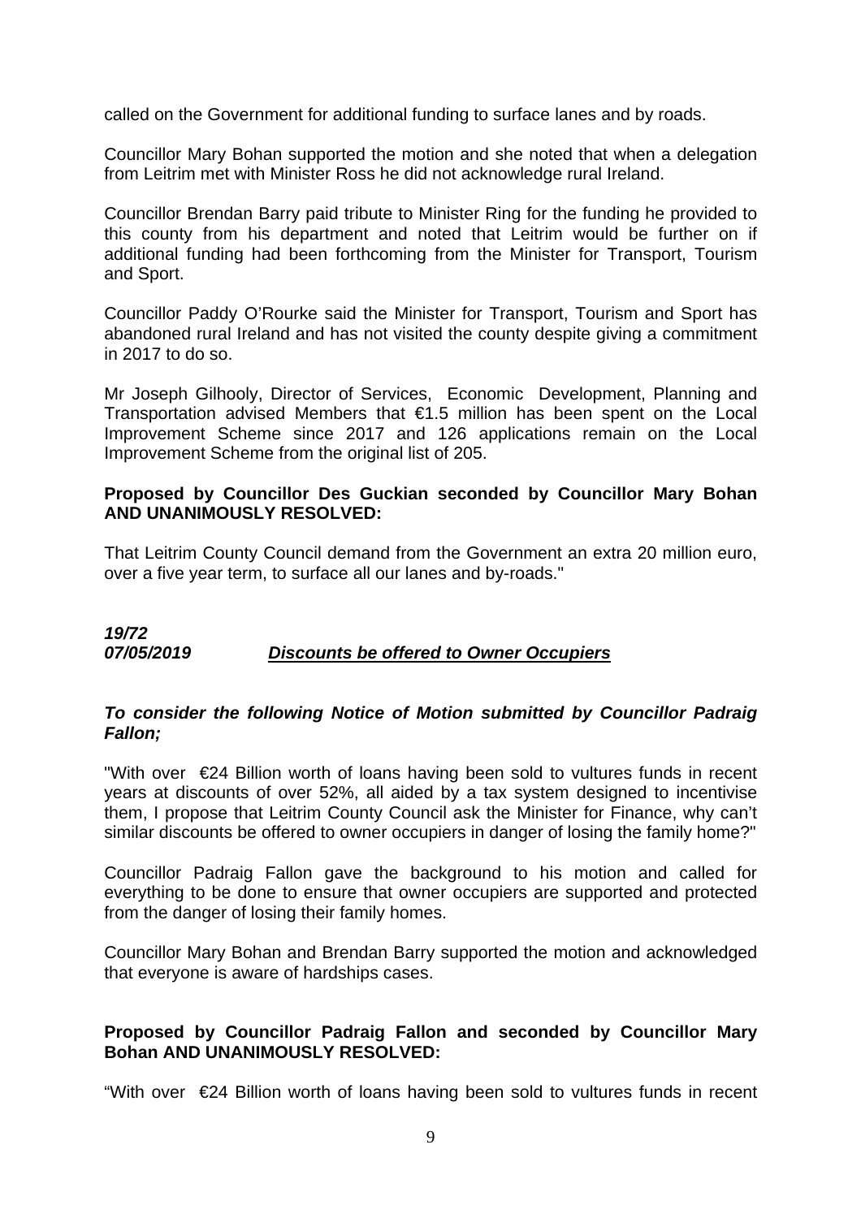called on the Government for additional funding to surface lanes and by roads.

Councillor Mary Bohan supported the motion and she noted that when a delegation from Leitrim met with Minister Ross he did not acknowledge rural Ireland.

Councillor Brendan Barry paid tribute to Minister Ring for the funding he provided to this county from his department and noted that Leitrim would be further on if additional funding had been forthcoming from the Minister for Transport, Tourism and Sport.

Councillor Paddy O'Rourke said the Minister for Transport, Tourism and Sport has abandoned rural Ireland and has not visited the county despite giving a commitment in 2017 to do so.

Mr Joseph Gilhooly, Director of Services, Economic Development, Planning and Transportation advised Members that €1.5 million has been spent on the Local Improvement Scheme since 2017 and 126 applications remain on the Local Improvement Scheme from the original list of 205.

**Proposed by Councillor Des Guckian seconded by Councillor Mary Bohan AND UNANIMOUSLY RESOLVED:**

That Leitrim County Council demand from the Government an extra 20 million euro, over a five year term, to surface all our lanes and by-roads."

***19/72***
***07/05/2019*** ***Discounts be offered to Owner Occupiers***

***To consider the following Notice of Motion submitted by Councillor Padraig Fallon;***

"With over €24 Billion worth of loans having been sold to vultures funds in recent years at discounts of over 52%, all aided by a tax system designed to incentivise them, I propose that Leitrim County Council ask the Minister for Finance, why can't similar discounts be offered to owner occupiers in danger of losing the family home?"

Councillor Padraig Fallon gave the background to his motion and called for everything to be done to ensure that owner occupiers are supported and protected from the danger of losing their family homes.

Councillor Mary Bohan and Brendan Barry supported the motion and acknowledged that everyone is aware of hardships cases.

**Proposed by Councillor Padraig Fallon and seconded by Councillor Mary Bohan AND UNANIMOUSLY RESOLVED:**

"With over €24 Billion worth of loans having been sold to vultures funds in recent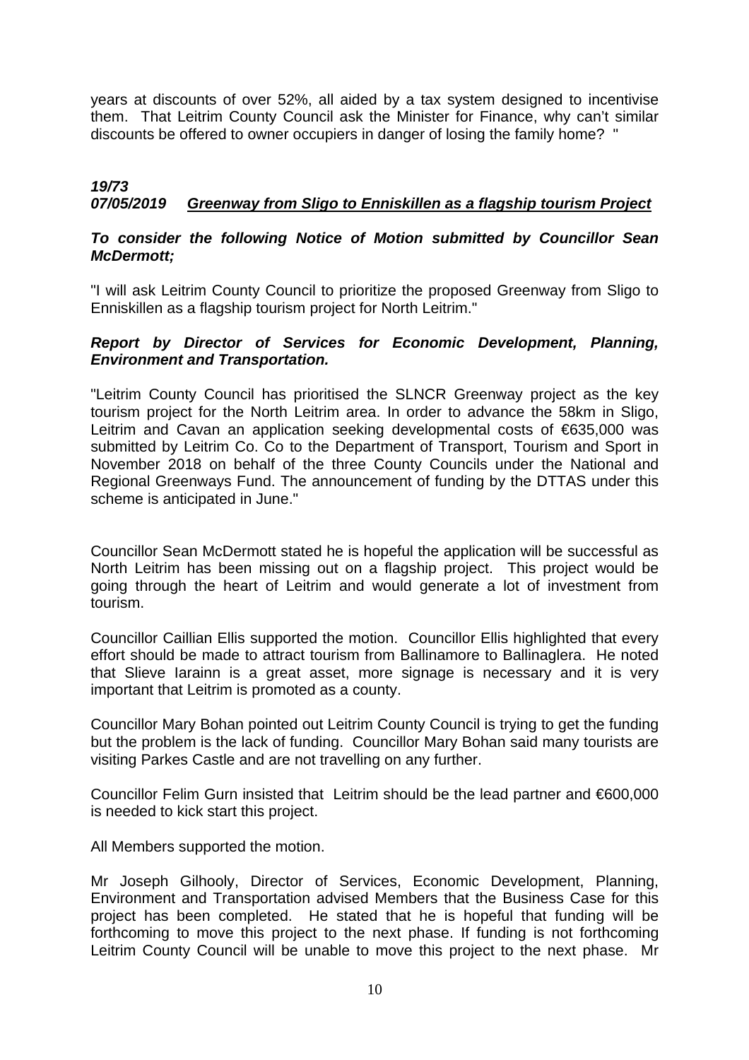years at discounts of over 52%, all aided by a tax system designed to incentivise them. That Leitrim County Council ask the Minister for Finance, why can't similar discounts be offered to owner occupiers in danger of losing the family home? "

***19/73***
***07/05/2019 <u>Greenway from Sligo to Enniskillen as a flagship tourism Project</u>***

***To consider the following Notice of Motion submitted by Councillor Sean McDermott;***

"I will ask Leitrim County Council to prioritize the proposed Greenway from Sligo to Enniskillen as a flagship tourism project for North Leitrim."

***Report by Director of Services for Economic Development, Planning, Environment and Transportation.***

"Leitrim County Council has prioritised the SLNCR Greenway project as the key tourism project for the North Leitrim area. In order to advance the 58km in Sligo, Leitrim and Cavan an application seeking developmental costs of €635,000 was submitted by Leitrim Co. Co to the Department of Transport, Tourism and Sport in November 2018 on behalf of the three County Councils under the National and Regional Greenways Fund. The announcement of funding by the DTTAS under this scheme is anticipated in June."

Councillor Sean McDermott stated he is hopeful the application will be successful as North Leitrim has been missing out on a flagship project. This project would be going through the heart of Leitrim and would generate a lot of investment from tourism.

Councillor Caillian Ellis supported the motion. Councillor Ellis highlighted that every effort should be made to attract tourism from Ballinamore to Ballinaglera. He noted that Slieve Iarainn is a great asset, more signage is necessary and it is very important that Leitrim is promoted as a county.

Councillor Mary Bohan pointed out Leitrim County Council is trying to get the funding but the problem is the lack of funding. Councillor Mary Bohan said many tourists are visiting Parkes Castle and are not travelling on any further.

Councillor Felim Gurn insisted that Leitrim should be the lead partner and €600,000 is needed to kick start this project.

All Members supported the motion.

Mr Joseph Gilhooly, Director of Services, Economic Development, Planning, Environment and Transportation advised Members that the Business Case for this project has been completed. He stated that he is hopeful that funding will be forthcoming to move this project to the next phase. If funding is not forthcoming Leitrim County Council will be unable to move this project to the next phase. Mr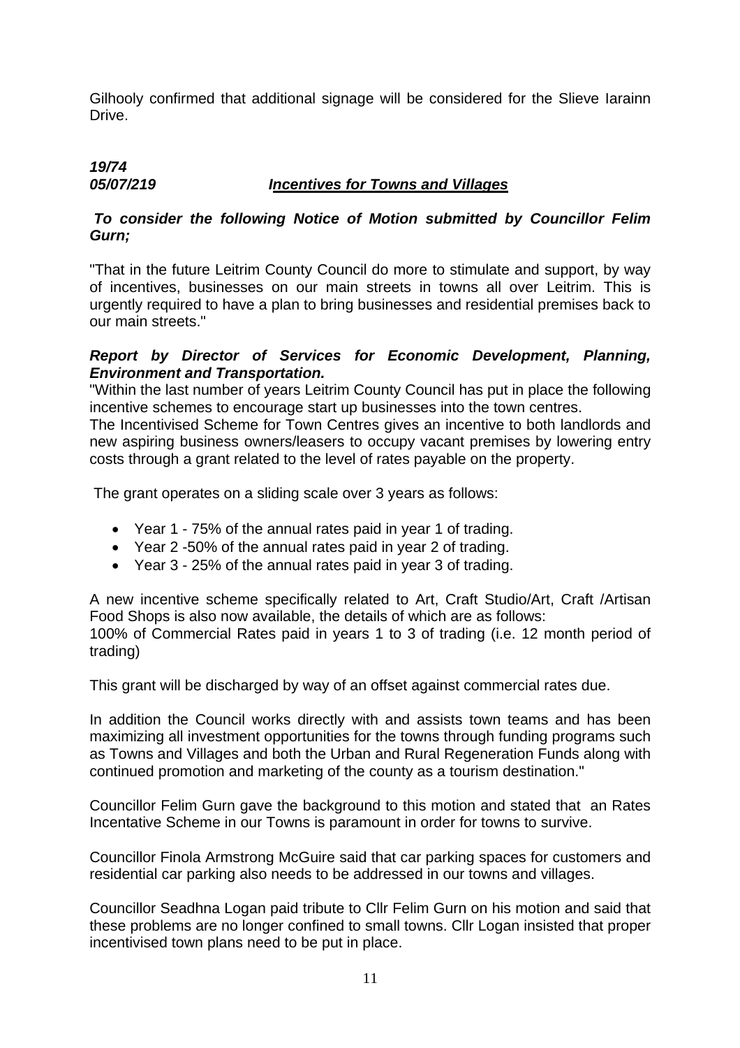Gilhooly confirmed that additional signage will be considered for the Slieve Iarainn Drive.

***19/74***
***05/07/219*** ***Incentives for Towns and Villages***

***To consider the following Notice of Motion submitted by Councillor Felim Gurn;***

"That in the future Leitrim County Council do more to stimulate and support, by way of incentives, businesses on our main streets in towns all over Leitrim. This is urgently required to have a plan to bring businesses and residential premises back to our main streets."

***Report by Director of Services for Economic Development, Planning, Environment and Transportation.***

"Within the last number of years Leitrim County Council has put in place the following incentive schemes to encourage start up businesses into the town centres.

The Incentivised Scheme for Town Centres gives an incentive to both landlords and new aspiring business owners/leasers to occupy vacant premises by lowering entry costs through a grant related to the level of rates payable on the property.

The grant operates on a sliding scale over 3 years as follows:

- Year 1 - 75% of the annual rates paid in year 1 of trading.
- Year 2 -50% of the annual rates paid in year 2 of trading.
- Year 3 - 25% of the annual rates paid in year 3 of trading.

A new incentive scheme specifically related to Art, Craft Studio/Art, Craft /Artisan Food Shops is also now available, the details of which are as follows:
100% of Commercial Rates paid in years 1 to 3 of trading (i.e. 12 month period of trading)

This grant will be discharged by way of an offset against commercial rates due.

In addition the Council works directly with and assists town teams and has been maximizing all investment opportunities for the towns through funding programs such as Towns and Villages and both the Urban and Rural Regeneration Funds along with continued promotion and marketing of the county as a tourism destination."

Councillor Felim Gurn gave the background to this motion and stated that an Rates Incentative Scheme in our Towns is paramount in order for towns to survive.

Councillor Finola Armstrong McGuire said that car parking spaces for customers and residential car parking also needs to be addressed in our towns and villages.

Councillor Seadhna Logan paid tribute to Cllr Felim Gurn on his motion and said that these problems are no longer confined to small towns. Cllr Logan insisted that proper incentivised town plans need to be put in place.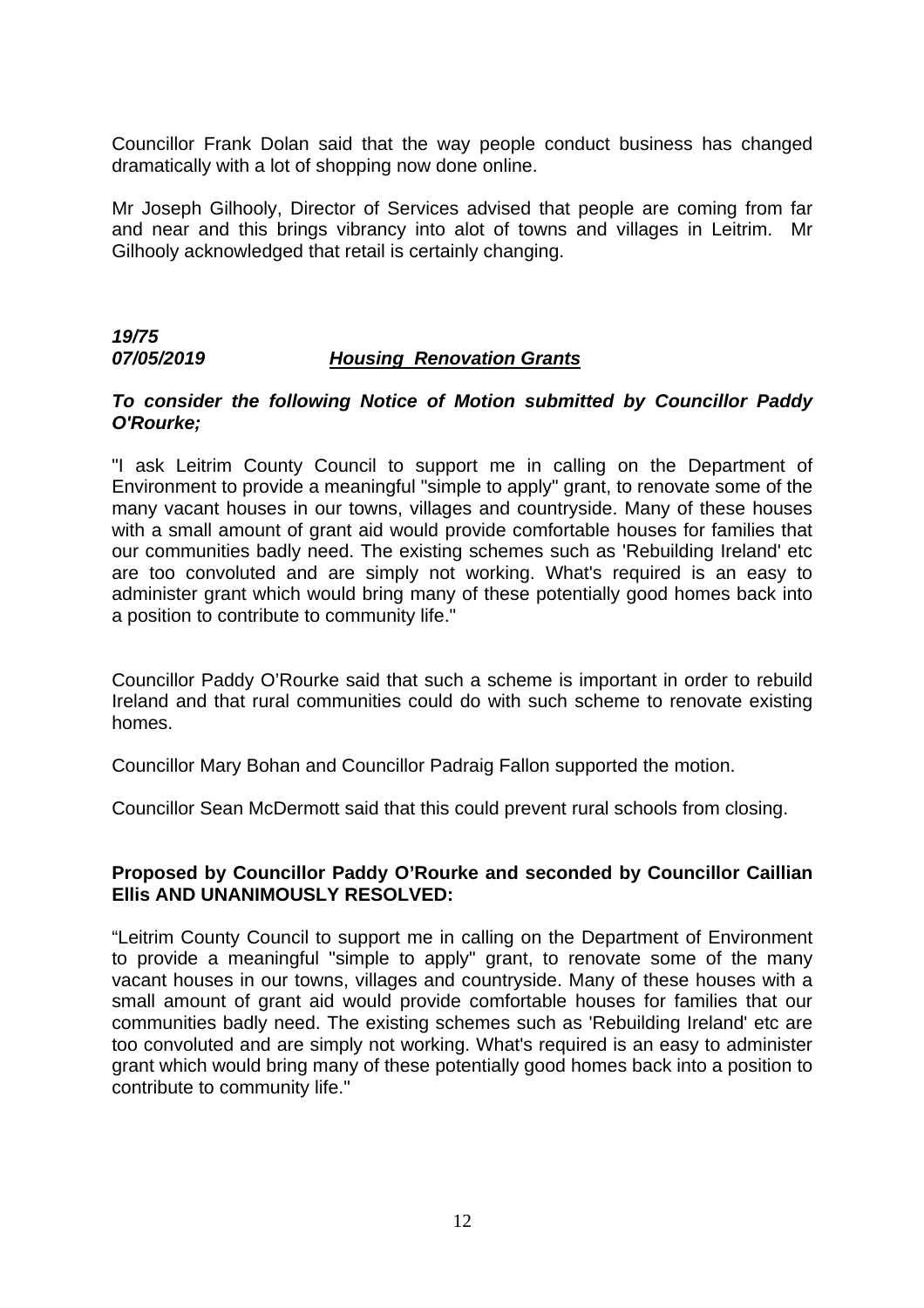Councillor Frank Dolan said that the way people conduct business has changed dramatically with a lot of shopping now done online.

Mr Joseph Gilhooly, Director of Services advised that people are coming from far and near and this brings vibrancy into alot of towns and villages in Leitrim. Mr Gilhooly acknowledged that retail is certainly changing.

***19/75***
***07/05/2019*** ***Housing Renovation Grants***

***To consider the following Notice of Motion submitted by Councillor Paddy O'Rourke;***

"I ask Leitrim County Council to support me in calling on the Department of Environment to provide a meaningful "simple to apply" grant, to renovate some of the many vacant houses in our towns, villages and countryside. Many of these houses with a small amount of grant aid would provide comfortable houses for families that our communities badly need. The existing schemes such as 'Rebuilding Ireland' etc are too convoluted and are simply not working. What's required is an easy to administer grant which would bring many of these potentially good homes back into a position to contribute to community life."

Councillor Paddy O'Rourke said that such a scheme is important in order to rebuild Ireland and that rural communities could do with such scheme to renovate existing homes.

Councillor Mary Bohan and Councillor Padraig Fallon supported the motion.

Councillor Sean McDermott said that this could prevent rural schools from closing.

**Proposed by Councillor Paddy O'Rourke and seconded by Councillor Caillian Ellis AND UNANIMOUSLY RESOLVED:**

"Leitrim County Council to support me in calling on the Department of Environment to provide a meaningful "simple to apply" grant, to renovate some of the many vacant houses in our towns, villages and countryside. Many of these houses with a small amount of grant aid would provide comfortable houses for families that our communities badly need. The existing schemes such as 'Rebuilding Ireland' etc are too convoluted and are simply not working. What's required is an easy to administer grant which would bring many of these potentially good homes back into a position to contribute to community life."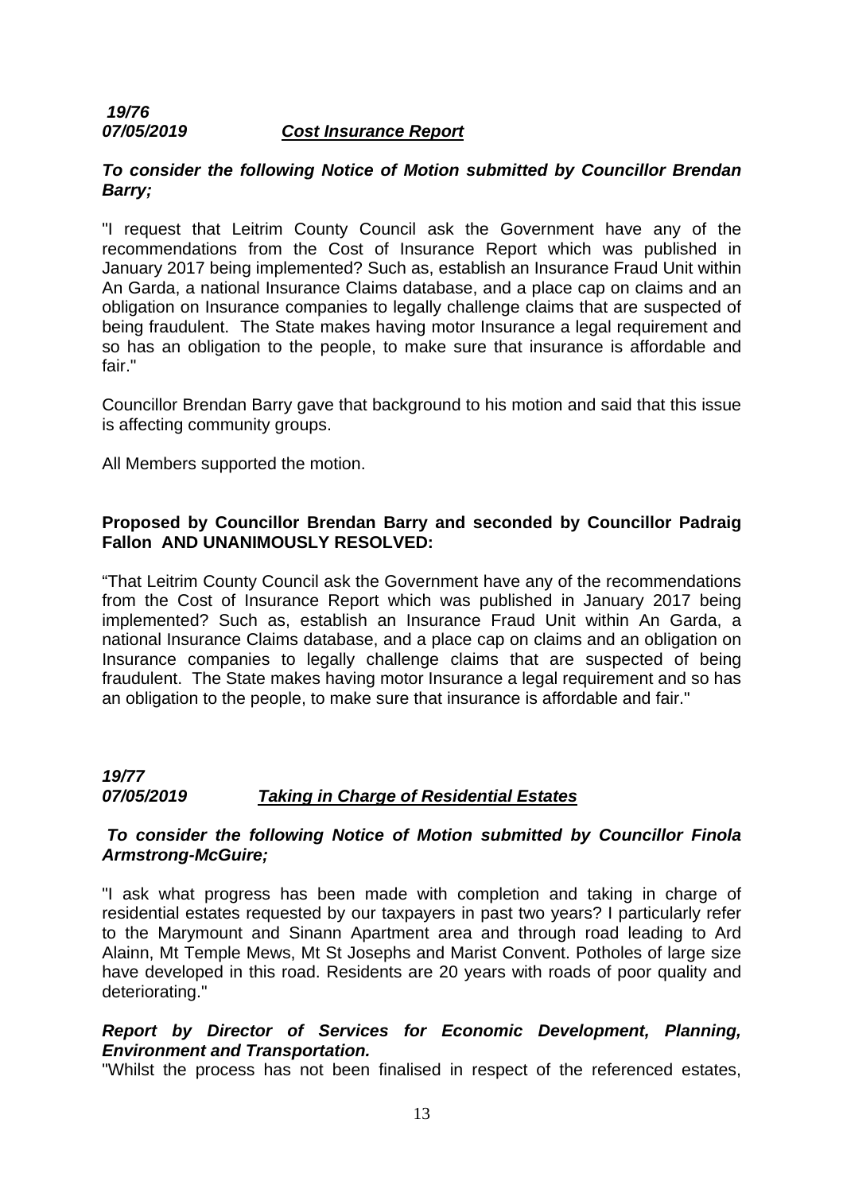***19/76***
***07/05/2019*** ***<u>Cost Insurance Report</u>***

***To consider the following Notice of Motion submitted by Councillor Brendan Barry;***

"I request that Leitrim County Council ask the Government have any of the recommendations from the Cost of Insurance Report which was published in January 2017 being implemented? Such as, establish an Insurance Fraud Unit within An Garda, a national Insurance Claims database, and a place cap on claims and an obligation on Insurance companies to legally challenge claims that are suspected of being fraudulent. The State makes having motor Insurance a legal requirement and so has an obligation to the people, to make sure that insurance is affordable and fair."

Councillor Brendan Barry gave that background to his motion and said that this issue is affecting community groups.

All Members supported the motion.

**Proposed by Councillor Brendan Barry and seconded by Councillor Padraig Fallon AND UNANIMOUSLY RESOLVED:**

"That Leitrim County Council ask the Government have any of the recommendations from the Cost of Insurance Report which was published in January 2017 being implemented? Such as, establish an Insurance Fraud Unit within An Garda, a national Insurance Claims database, and a place cap on claims and an obligation on Insurance companies to legally challenge claims that are suspected of being fraudulent. The State makes having motor Insurance a legal requirement and so has an obligation to the people, to make sure that insurance is affordable and fair."

***19/77***
***07/05/2019*** ***<u>Taking in Charge of Residential Estates</u>***

***To consider the following Notice of Motion submitted by Councillor Finola Armstrong-McGuire;***

"I ask what progress has been made with completion and taking in charge of residential estates requested by our taxpayers in past two years? I particularly refer to the Marymount and Sinann Apartment area and through road leading to Ard Alainn, Mt Temple Mews, Mt St Josephs and Marist Convent. Potholes of large size have developed in this road. Residents are 20 years with roads of poor quality and deteriorating."

***Report by Director of Services for Economic Development, Planning, Environment and Transportation.***

"Whilst the process has not been finalised in respect of the referenced estates,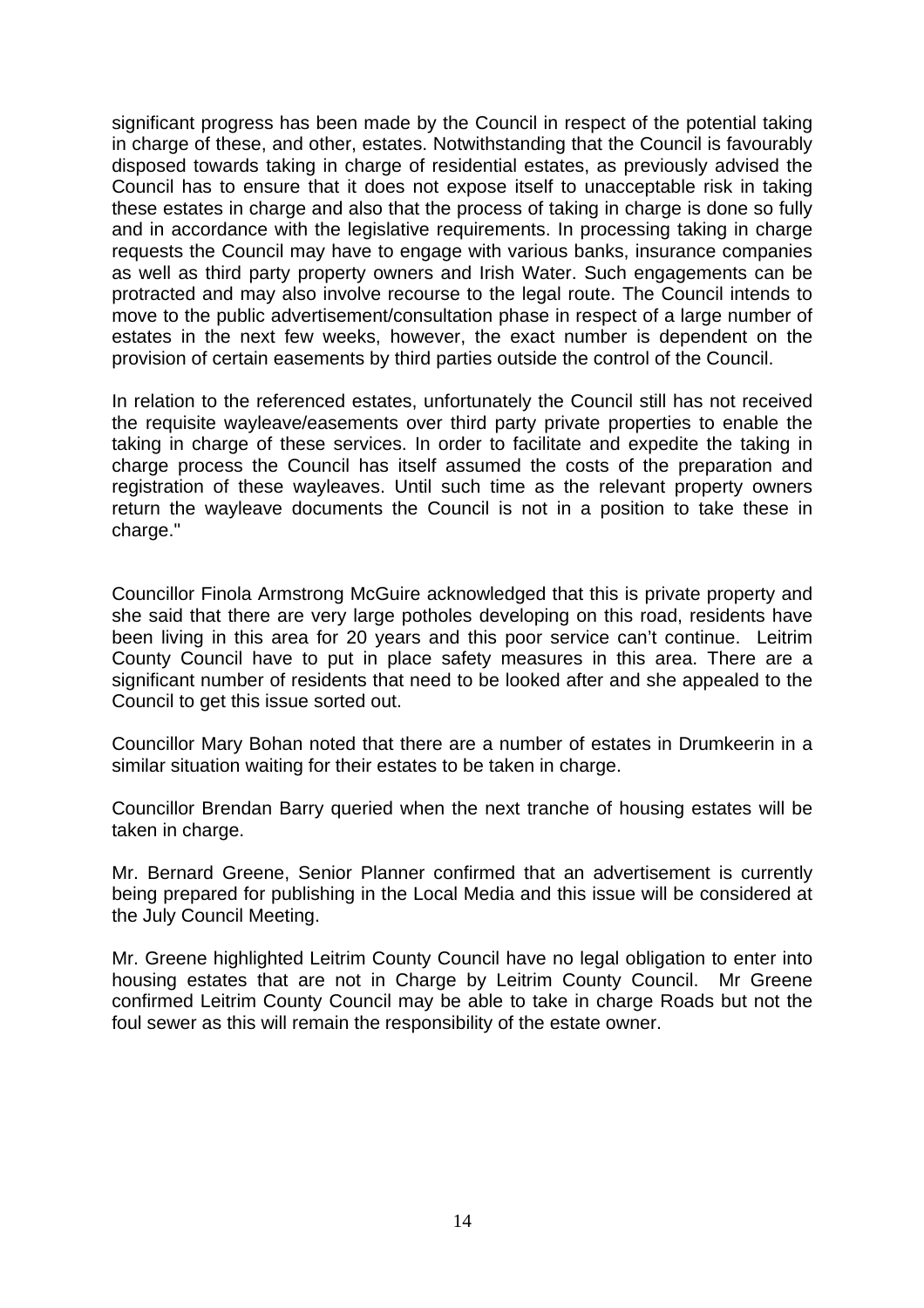significant progress has been made by the Council in respect of the potential taking in charge of these, and other, estates. Notwithstanding that the Council is favourably disposed towards taking in charge of residential estates, as previously advised the Council has to ensure that it does not expose itself to unacceptable risk in taking these estates in charge and also that the process of taking in charge is done so fully and in accordance with the legislative requirements. In processing taking in charge requests the Council may have to engage with various banks, insurance companies as well as third party property owners and Irish Water. Such engagements can be protracted and may also involve recourse to the legal route. The Council intends to move to the public advertisement/consultation phase in respect of a large number of estates in the next few weeks, however, the exact number is dependent on the provision of certain easements by third parties outside the control of the Council.

In relation to the referenced estates, unfortunately the Council still has not received the requisite wayleave/easements over third party private properties to enable the taking in charge of these services. In order to facilitate and expedite the taking in charge process the Council has itself assumed the costs of the preparation and registration of these wayleaves. Until such time as the relevant property owners return the wayleave documents the Council is not in a position to take these in charge."

Councillor Finola Armstrong McGuire acknowledged that this is private property and she said that there are very large potholes developing on this road, residents have been living in this area for 20 years and this poor service can't continue. Leitrim County Council have to put in place safety measures in this area. There are a significant number of residents that need to be looked after and she appealed to the Council to get this issue sorted out.

Councillor Mary Bohan noted that there are a number of estates in Drumkeerin in a similar situation waiting for their estates to be taken in charge.

Councillor Brendan Barry queried when the next tranche of housing estates will be taken in charge.

Mr. Bernard Greene, Senior Planner confirmed that an advertisement is currently being prepared for publishing in the Local Media and this issue will be considered at the July Council Meeting.

Mr. Greene highlighted Leitrim County Council have no legal obligation to enter into housing estates that are not in Charge by Leitrim County Council. Mr Greene confirmed Leitrim County Council may be able to take in charge Roads but not the foul sewer as this will remain the responsibility of the estate owner.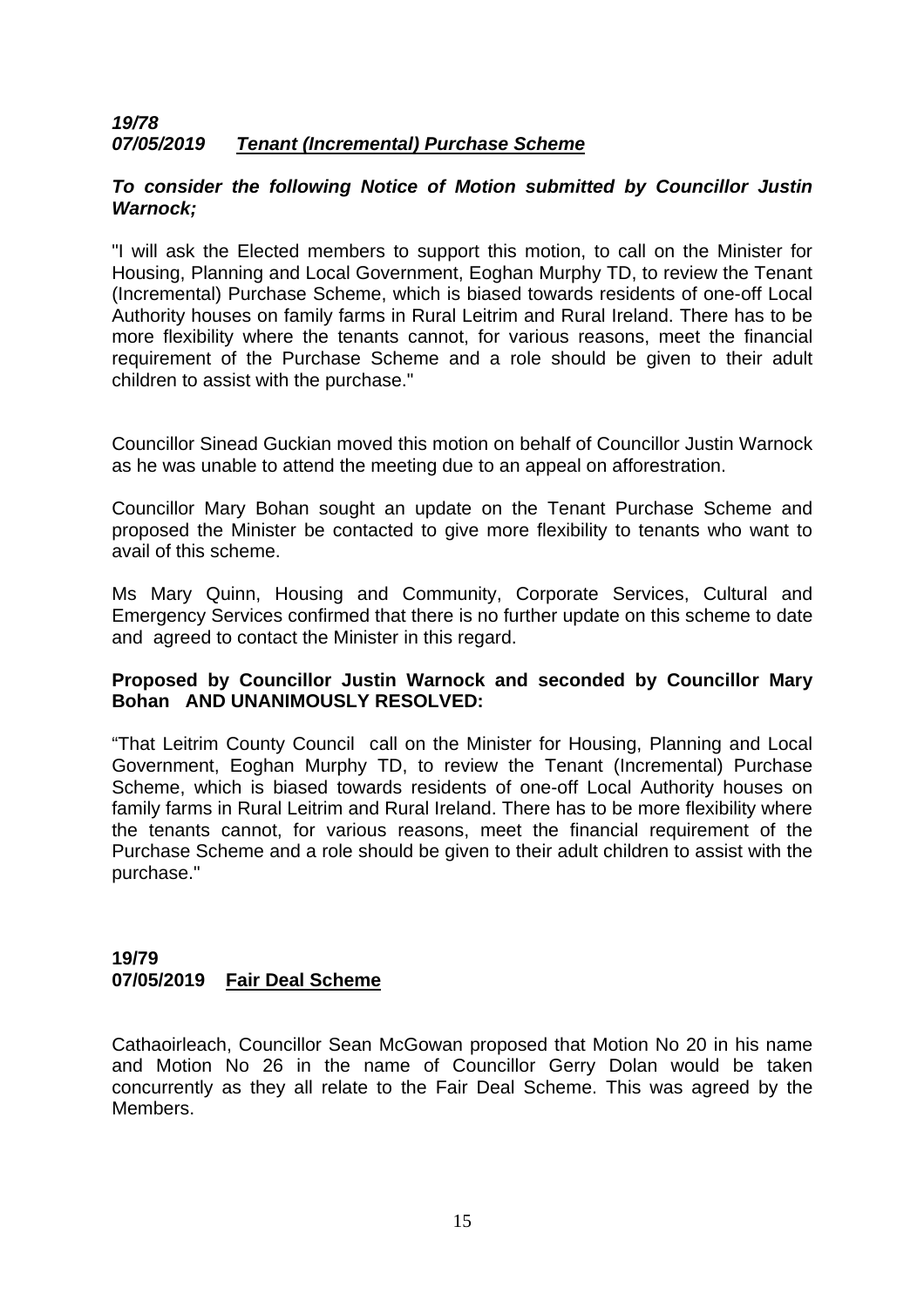***19/78***
***07/05/2019 <u>Tenant (Incremental) Purchase Scheme</u>***

***To consider the following Notice of Motion submitted by Councillor Justin Warnock;***

"I will ask the Elected members to support this motion, to call on the Minister for Housing, Planning and Local Government, Eoghan Murphy TD, to review the Tenant (Incremental) Purchase Scheme, which is biased towards residents of one-off Local Authority houses on family farms in Rural Leitrim and Rural Ireland. There has to be more flexibility where the tenants cannot, for various reasons, meet the financial requirement of the Purchase Scheme and a role should be given to their adult children to assist with the purchase."

Councillor Sinead Guckian moved this motion on behalf of Councillor Justin Warnock as he was unable to attend the meeting due to an appeal on afforestration.

Councillor Mary Bohan sought an update on the Tenant Purchase Scheme and proposed the Minister be contacted to give more flexibility to tenants who want to avail of this scheme.

Ms Mary Quinn, Housing and Community, Corporate Services, Cultural and Emergency Services confirmed that there is no further update on this scheme to date and agreed to contact the Minister in this regard.

**Proposed by Councillor Justin Warnock and seconded by Councillor Mary Bohan AND UNANIMOUSLY RESOLVED:**

"That Leitrim County Council call on the Minister for Housing, Planning and Local Government, Eoghan Murphy TD, to review the Tenant (Incremental) Purchase Scheme, which is biased towards residents of one-off Local Authority houses on family farms in Rural Leitrim and Rural Ireland. There has to be more flexibility where the tenants cannot, for various reasons, meet the financial requirement of the Purchase Scheme and a role should be given to their adult children to assist with the purchase."

**19/79**
**07/05/2019 <u>Fair Deal Scheme</u>**

Cathaoirleach, Councillor Sean McGowan proposed that Motion No 20 in his name and Motion No 26 in the name of Councillor Gerry Dolan would be taken concurrently as they all relate to the Fair Deal Scheme. This was agreed by the Members.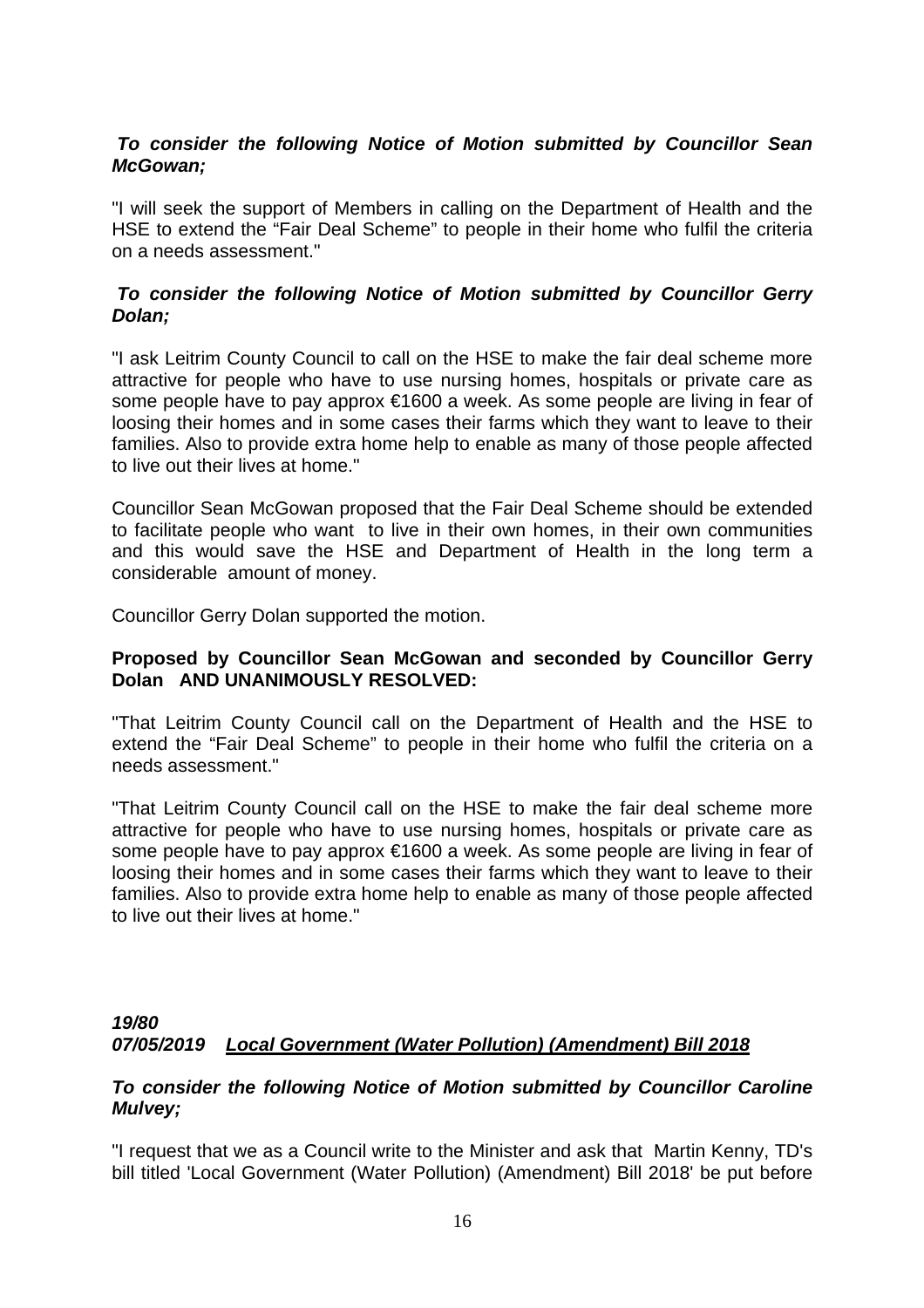***To consider the following Notice of Motion submitted by Councillor Sean McGowan;***

"I will seek the support of Members in calling on the Department of Health and the HSE to extend the "Fair Deal Scheme" to people in their home who fulfil the criteria on a needs assessment."

***To consider the following Notice of Motion submitted by Councillor Gerry Dolan;***

"I ask Leitrim County Council to call on the HSE to make the fair deal scheme more attractive for people who have to use nursing homes, hospitals or private care as some people have to pay approx €1600 a week. As some people are living in fear of loosing their homes and in some cases their farms which they want to leave to their families. Also to provide extra home help to enable as many of those people affected to live out their lives at home."

Councillor Sean McGowan proposed that the Fair Deal Scheme should be extended to facilitate people who want to live in their own homes, in their own communities and this would save the HSE and Department of Health in the long term a considerable amount of money.

Councillor Gerry Dolan supported the motion.

**Proposed by Councillor Sean McGowan and seconded by Councillor Gerry Dolan AND UNANIMOUSLY RESOLVED:**

"That Leitrim County Council call on the Department of Health and the HSE to extend the "Fair Deal Scheme" to people in their home who fulfil the criteria on a needs assessment."

"That Leitrim County Council call on the HSE to make the fair deal scheme more attractive for people who have to use nursing homes, hospitals or private care as some people have to pay approx €1600 a week. As some people are living in fear of loosing their homes and in some cases their farms which they want to leave to their families. Also to provide extra home help to enable as many of those people affected to live out their lives at home."

***19/80***
***07/05/2019 <u>Local Government (Water Pollution) (Amendment) Bill 2018</u>***

***To consider the following Notice of Motion submitted by Councillor Caroline Mulvey;***

"I request that we as a Council write to the Minister and ask that Martin Kenny, TD's bill titled 'Local Government (Water Pollution) (Amendment) Bill 2018' be put before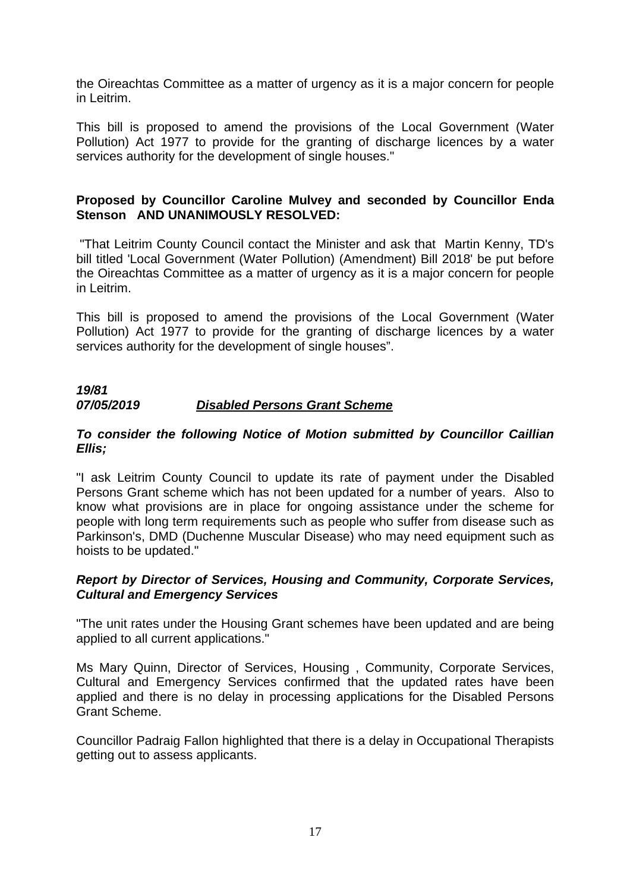the Oireachtas Committee as a matter of urgency as it is a major concern for people in Leitrim.

This bill is proposed to amend the provisions of the Local Government (Water Pollution) Act 1977 to provide for the granting of discharge licences by a water services authority for the development of single houses."

**Proposed by Councillor Caroline Mulvey and seconded by Councillor Enda Stenson AND UNANIMOUSLY RESOLVED:**

"That Leitrim County Council contact the Minister and ask that Martin Kenny, TD's bill titled 'Local Government (Water Pollution) (Amendment) Bill 2018' be put before the Oireachtas Committee as a matter of urgency as it is a major concern for people in Leitrim.

This bill is proposed to amend the provisions of the Local Government (Water Pollution) Act 1977 to provide for the granting of discharge licences by a water services authority for the development of single houses".

***19/81***
***07/05/2019*** ***Disabled Persons Grant Scheme***

***To consider the following Notice of Motion submitted by Councillor Caillian Ellis;***

"I ask Leitrim County Council to update its rate of payment under the Disabled Persons Grant scheme which has not been updated for a number of years. Also to know what provisions are in place for ongoing assistance under the scheme for people with long term requirements such as people who suffer from disease such as Parkinson's, DMD (Duchenne Muscular Disease) who may need equipment such as hoists to be updated."

***Report by Director of Services, Housing and Community, Corporate Services, Cultural and Emergency Services***

"The unit rates under the Housing Grant schemes have been updated and are being applied to all current applications."

Ms Mary Quinn, Director of Services, Housing , Community, Corporate Services, Cultural and Emergency Services confirmed that the updated rates have been applied and there is no delay in processing applications for the Disabled Persons Grant Scheme.

Councillor Padraig Fallon highlighted that there is a delay in Occupational Therapists getting out to assess applicants.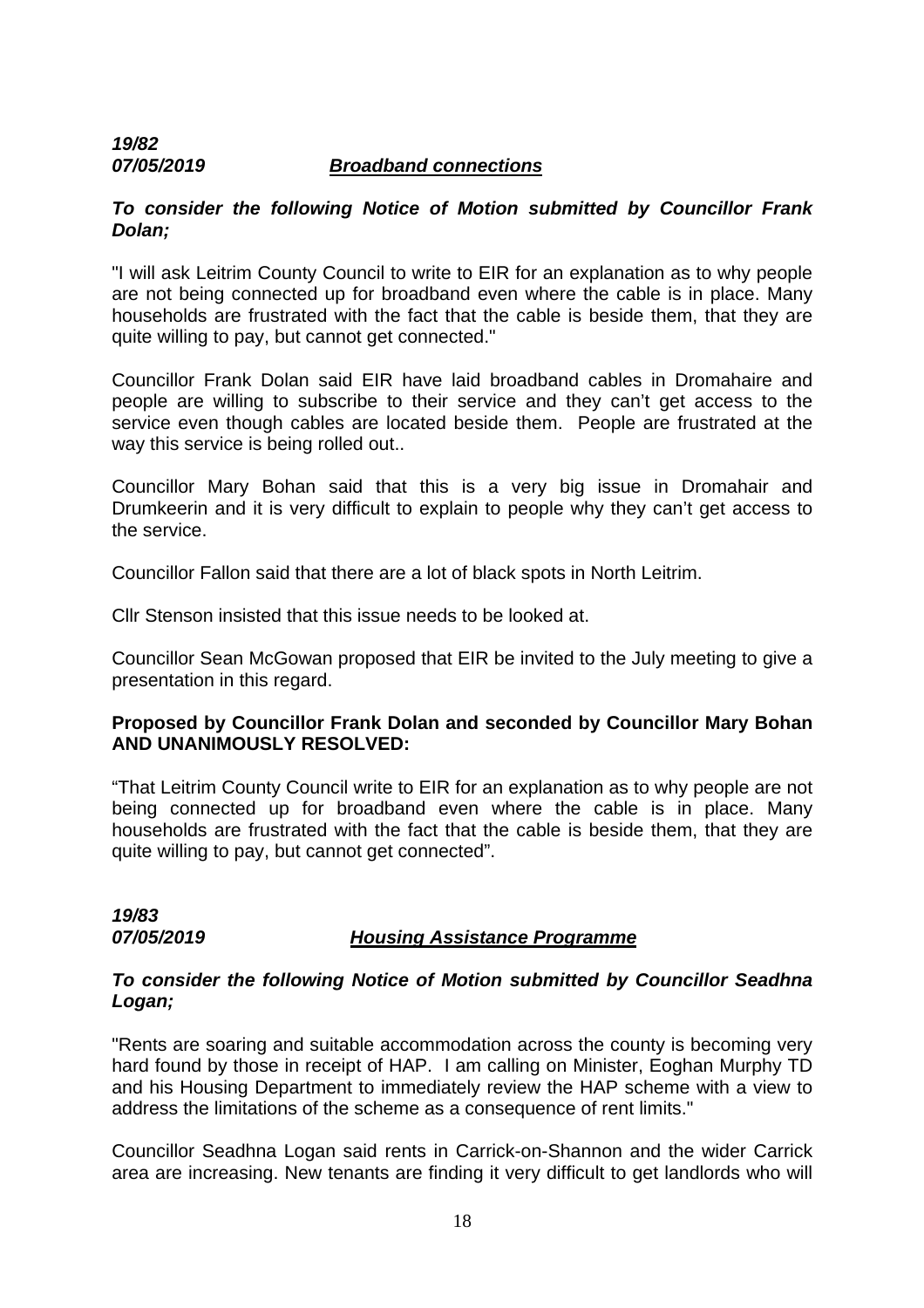***19/82***
***07/05/2019*** ***Broadband connections***

***To consider the following Notice of Motion submitted by Councillor Frank Dolan;***

"I will ask Leitrim County Council to write to EIR for an explanation as to why people are not being connected up for broadband even where the cable is in place. Many households are frustrated with the fact that the cable is beside them, that they are quite willing to pay, but cannot get connected."

Councillor Frank Dolan said EIR have laid broadband cables in Dromahaire and people are willing to subscribe to their service and they can't get access to the service even though cables are located beside them. People are frustrated at the way this service is being rolled out..

Councillor Mary Bohan said that this is a very big issue in Dromahair and Drumkeerin and it is very difficult to explain to people why they can't get access to the service.

Councillor Fallon said that there are a lot of black spots in North Leitrim.

Cllr Stenson insisted that this issue needs to be looked at.

Councillor Sean McGowan proposed that EIR be invited to the July meeting to give a presentation in this regard.

**Proposed by Councillor Frank Dolan and seconded by Councillor Mary Bohan AND UNANIMOUSLY RESOLVED:**

"That Leitrim County Council write to EIR for an explanation as to why people are not being connected up for broadband even where the cable is in place. Many households are frustrated with the fact that the cable is beside them, that they are quite willing to pay, but cannot get connected".

***19/83***
***07/05/2019*** ***Housing Assistance Programme***

***To consider the following Notice of Motion submitted by Councillor Seadhna Logan;***

"Rents are soaring and suitable accommodation across the county is becoming very hard found by those in receipt of HAP. I am calling on Minister, Eoghan Murphy TD and his Housing Department to immediately review the HAP scheme with a view to address the limitations of the scheme as a consequence of rent limits."

Councillor Seadhna Logan said rents in Carrick-on-Shannon and the wider Carrick area are increasing. New tenants are finding it very difficult to get landlords who will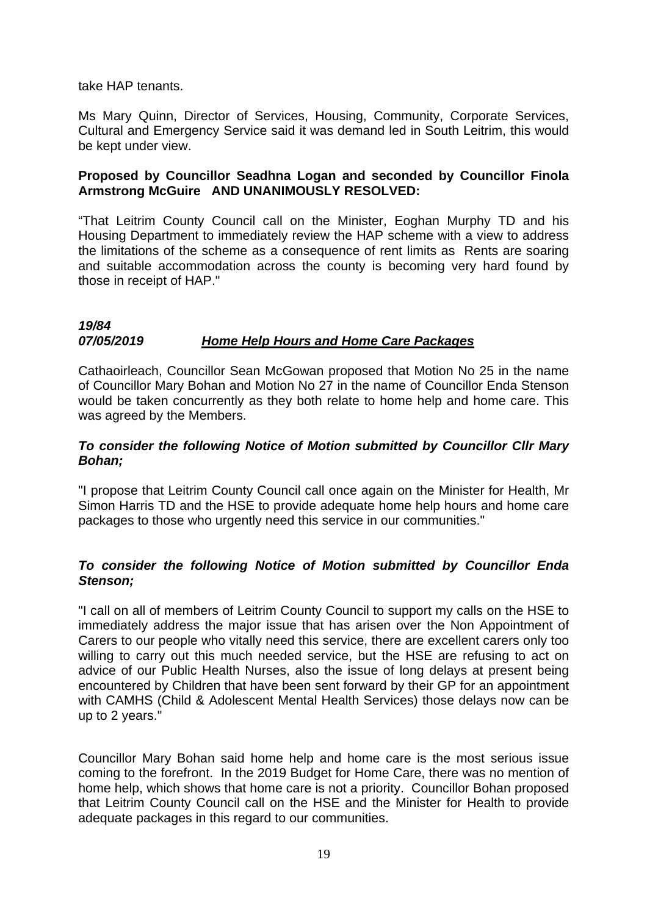take HAP tenants.

Ms Mary Quinn, Director of Services, Housing, Community, Corporate Services, Cultural and Emergency Service said it was demand led in South Leitrim, this would be kept under view.

**Proposed by Councillor Seadhna Logan and seconded by Councillor Finola Armstrong McGuire AND UNANIMOUSLY RESOLVED:**

"That Leitrim County Council call on the Minister, Eoghan Murphy TD and his Housing Department to immediately review the HAP scheme with a view to address the limitations of the scheme as a consequence of rent limits as Rents are soaring and suitable accommodation across the county is becoming very hard found by those in receipt of HAP."

***19/84***
***07/05/2019*** ***<u>Home Help Hours and Home Care Packages</u>***

Cathaoirleach, Councillor Sean McGowan proposed that Motion No 25 in the name of Councillor Mary Bohan and Motion No 27 in the name of Councillor Enda Stenson would be taken concurrently as they both relate to home help and home care. This was agreed by the Members.

***To consider the following Notice of Motion submitted by Councillor Cllr Mary Bohan;***

"I propose that Leitrim County Council call once again on the Minister for Health, Mr Simon Harris TD and the HSE to provide adequate home help hours and home care packages to those who urgently need this service in our communities."

***To consider the following Notice of Motion submitted by Councillor Enda Stenson;***

"I call on all of members of Leitrim County Council to support my calls on the HSE to immediately address the major issue that has arisen over the Non Appointment of Carers to our people who vitally need this service, there are excellent carers only too willing to carry out this much needed service, but the HSE are refusing to act on advice of our Public Health Nurses, also the issue of long delays at present being encountered by Children that have been sent forward by their GP for an appointment with CAMHS (Child & Adolescent Mental Health Services) those delays now can be up to 2 years."

Councillor Mary Bohan said home help and home care is the most serious issue coming to the forefront. In the 2019 Budget for Home Care, there was no mention of home help, which shows that home care is not a priority. Councillor Bohan proposed that Leitrim County Council call on the HSE and the Minister for Health to provide adequate packages in this regard to our communities.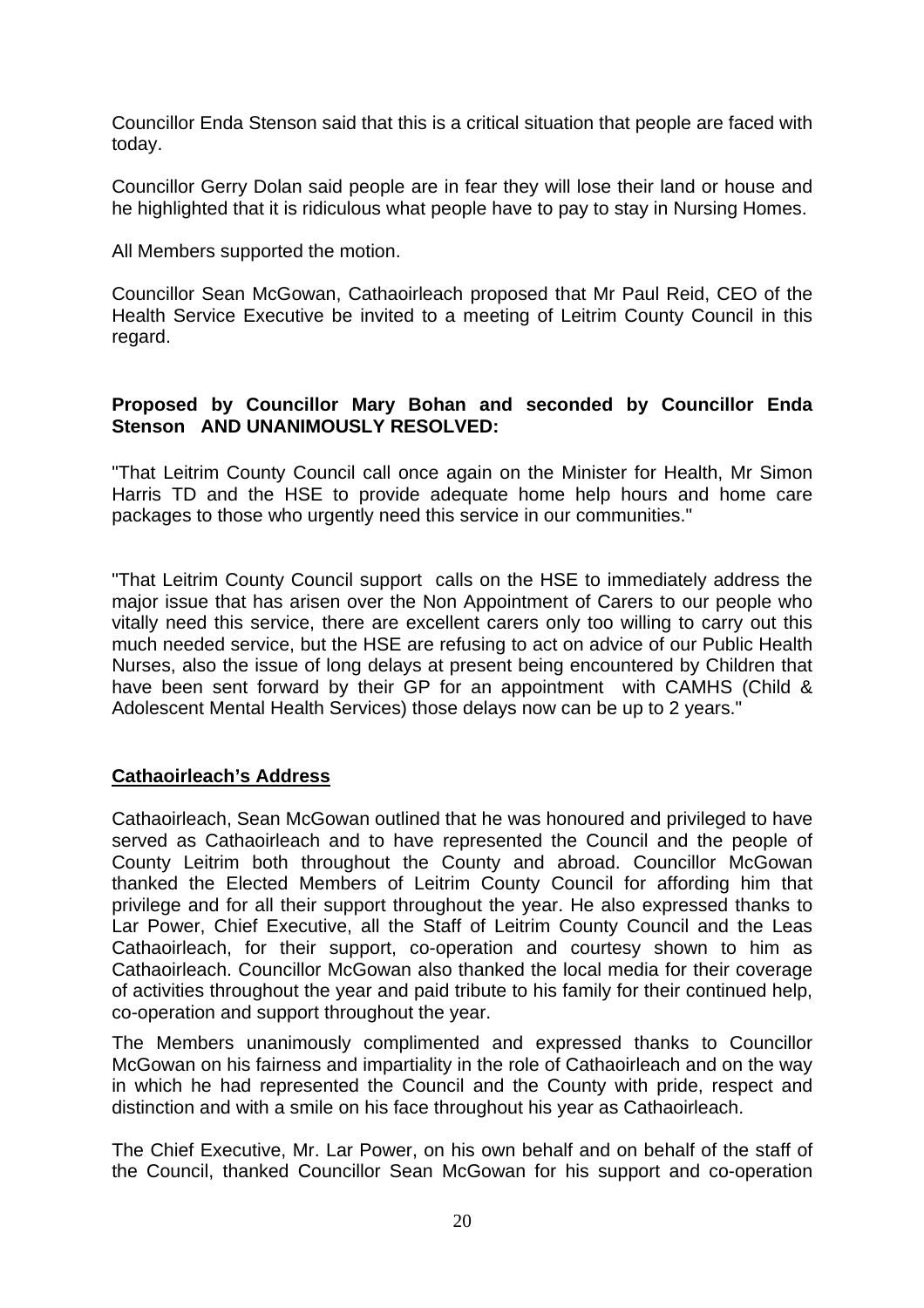Councillor Enda Stenson said that this is a critical situation that people are faced with today.

Councillor Gerry Dolan said people are in fear they will lose their land or house and he highlighted that it is ridiculous what people have to pay to stay in Nursing Homes.

All Members supported the motion.

Councillor Sean McGowan, Cathaoirleach proposed that Mr Paul Reid, CEO of the Health Service Executive be invited to a meeting of Leitrim County Council in this regard.

**Proposed by Councillor Mary Bohan and seconded by Councillor Enda Stenson AND UNANIMOUSLY RESOLVED:**

"That Leitrim County Council call once again on the Minister for Health, Mr Simon Harris TD and the HSE to provide adequate home help hours and home care packages to those who urgently need this service in our communities."

"That Leitrim County Council support calls on the HSE to immediately address the major issue that has arisen over the Non Appointment of Carers to our people who vitally need this service, there are excellent carers only too willing to carry out this much needed service, but the HSE are refusing to act on advice of our Public Health Nurses, also the issue of long delays at present being encountered by Children that have been sent forward by their GP for an appointment with CAMHS (Child & Adolescent Mental Health Services) those delays now can be up to 2 years."

**Cathaoirleach's Address**

Cathaoirleach, Sean McGowan outlined that he was honoured and privileged to have served as Cathaoirleach and to have represented the Council and the people of County Leitrim both throughout the County and abroad. Councillor McGowan thanked the Elected Members of Leitrim County Council for affording him that privilege and for all their support throughout the year. He also expressed thanks to Lar Power, Chief Executive, all the Staff of Leitrim County Council and the Leas Cathaoirleach, for their support, co-operation and courtesy shown to him as Cathaoirleach. Councillor McGowan also thanked the local media for their coverage of activities throughout the year and paid tribute to his family for their continued help, co-operation and support throughout the year.

The Members unanimously complimented and expressed thanks to Councillor McGowan on his fairness and impartiality in the role of Cathaoirleach and on the way in which he had represented the Council and the County with pride, respect and distinction and with a smile on his face throughout his year as Cathaoirleach.

The Chief Executive, Mr. Lar Power, on his own behalf and on behalf of the staff of the Council, thanked Councillor Sean McGowan for his support and co-operation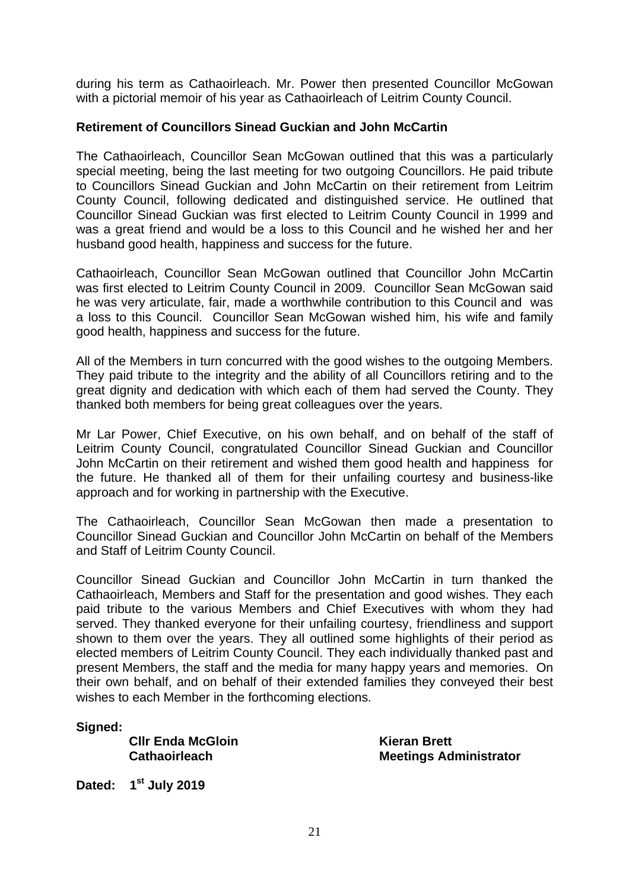during his term as Cathaoirleach. Mr. Power then presented Councillor McGowan with a pictorial memoir of his year as Cathaoirleach of Leitrim County Council.

**Retirement of Councillors Sinead Guckian and John McCartin**

The Cathaoirleach, Councillor Sean McGowan outlined that this was a particularly special meeting, being the last meeting for two outgoing Councillors. He paid tribute to Councillors Sinead Guckian and John McCartin on their retirement from Leitrim County Council, following dedicated and distinguished service. He outlined that Councillor Sinead Guckian was first elected to Leitrim County Council in 1999 and was a great friend and would be a loss to this Council and he wished her and her husband good health, happiness and success for the future.

Cathaoirleach, Councillor Sean McGowan outlined that Councillor John McCartin was first elected to Leitrim County Council in 2009. Councillor Sean McGowan said he was very articulate, fair, made a worthwhile contribution to this Council and was a loss to this Council. Councillor Sean McGowan wished him, his wife and family good health, happiness and success for the future.

All of the Members in turn concurred with the good wishes to the outgoing Members. They paid tribute to the integrity and the ability of all Councillors retiring and to the great dignity and dedication with which each of them had served the County. They thanked both members for being great colleagues over the years.

Mr Lar Power, Chief Executive, on his own behalf, and on behalf of the staff of Leitrim County Council, congratulated Councillor Sinead Guckian and Councillor John McCartin on their retirement and wished them good health and happiness for the future. He thanked all of them for their unfailing courtesy and business-like approach and for working in partnership with the Executive.

The Cathaoirleach, Councillor Sean McGowan then made a presentation to Councillor Sinead Guckian and Councillor John McCartin on behalf of the Members and Staff of Leitrim County Council.

Councillor Sinead Guckian and Councillor John McCartin in turn thanked the Cathaoirleach, Members and Staff for the presentation and good wishes. They each paid tribute to the various Members and Chief Executives with whom they had served. They thanked everyone for their unfailing courtesy, friendliness and support shown to them over the years. They all outlined some highlights of their period as elected members of Leitrim County Council. They each individually thanked past and present Members, the staff and the media for many happy years and memories. On their own behalf, and on behalf of their extended families they conveyed their best wishes to each Member in the forthcoming elections.

**Signed:**

**Cllr Enda McGloin**
**Cathaoirleach**

**Kieran Brett**
**Meetings Administrator**

**Dated: 1st July 2019**